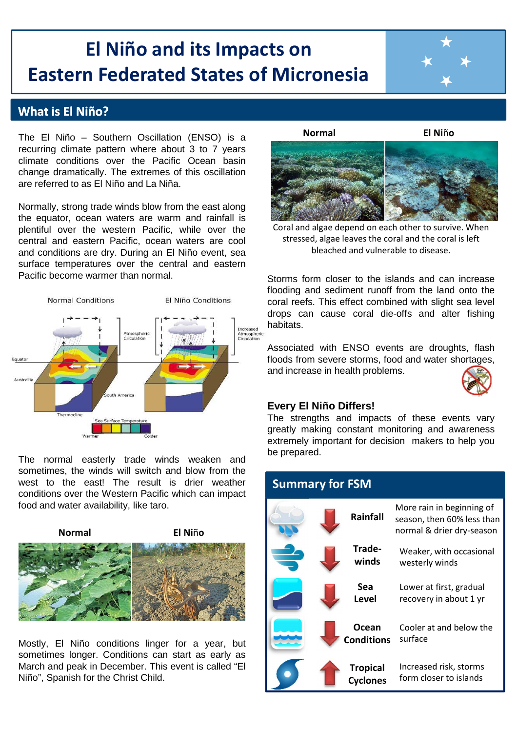# El Niño and its Impacts on Eastern Federated States of Micronesia

## What is El Niño?

The El Niño – Southern Oscillation (ENSO) is a recurring climate pattern where about 3 to 7 years climate conditions over the Pacific Ocean basin change dramatically. The extremes of this oscillation are referred to as El Niño and La Niña.

Normally, strong trade winds blow from the east along the equator, ocean waters are warm and rainfall is plentiful over the western Pacific, while over the central and eastern Pacific, ocean waters are cool and conditions are dry. During an El Niño event, sea surface temperatures over the central and eastern Pacific become warmer than normal.

Normal Conditions | El Niño Conditions

The normal easterly trade winds weaken and sometimes, the winds will switch and blow from the west to the east! The result is drier weather conditions over the Western Pacific which can impact food and water availability, like taro.

**Normal** | **El Niño**

Mostly, El Niño conditions linger for a year, but sometimes longer. Conditions can start as early as March and peak in December. This event is called "El Niño", Spanish for the Christ Child.

**Normal** | **El Niño**

Coral and algae depend on each other to survive. When stressed, algae leaves the coral and the coral is left bleached and vulnerable to disease.

Storms form closer to the islands and can increase flooding and sediment runoff from the land onto the coral reefs. This effect combined with slight sea level drops can cause coral die-offs and alter fishing habitats.

Associated with ENSO events are droughts, flash floods from severe storms, food and water shortages, and increase in health problems.

### Every El Niño Differs!

The strengths and impacts of these events vary greatly making constant monitoring and awareness extremely important for decision makers to help you be prepared.

## Summary for FSM

| | Change | Description |
|---|---|---|
| Rainfall | ↓ | More rain in beginning of season, then 60% less than normal & drier dry-season |
| Trade-winds | ↓ | Weaker, with occasional westerly winds |
| Sea Level | ↓ | Lower at first, gradual recovery in about 1 yr |
| Ocean Conditions | ↓ | Cooler at and below the surface |
| Tropical Cyclones | ↑ | Increased risk, storms form closer to islands |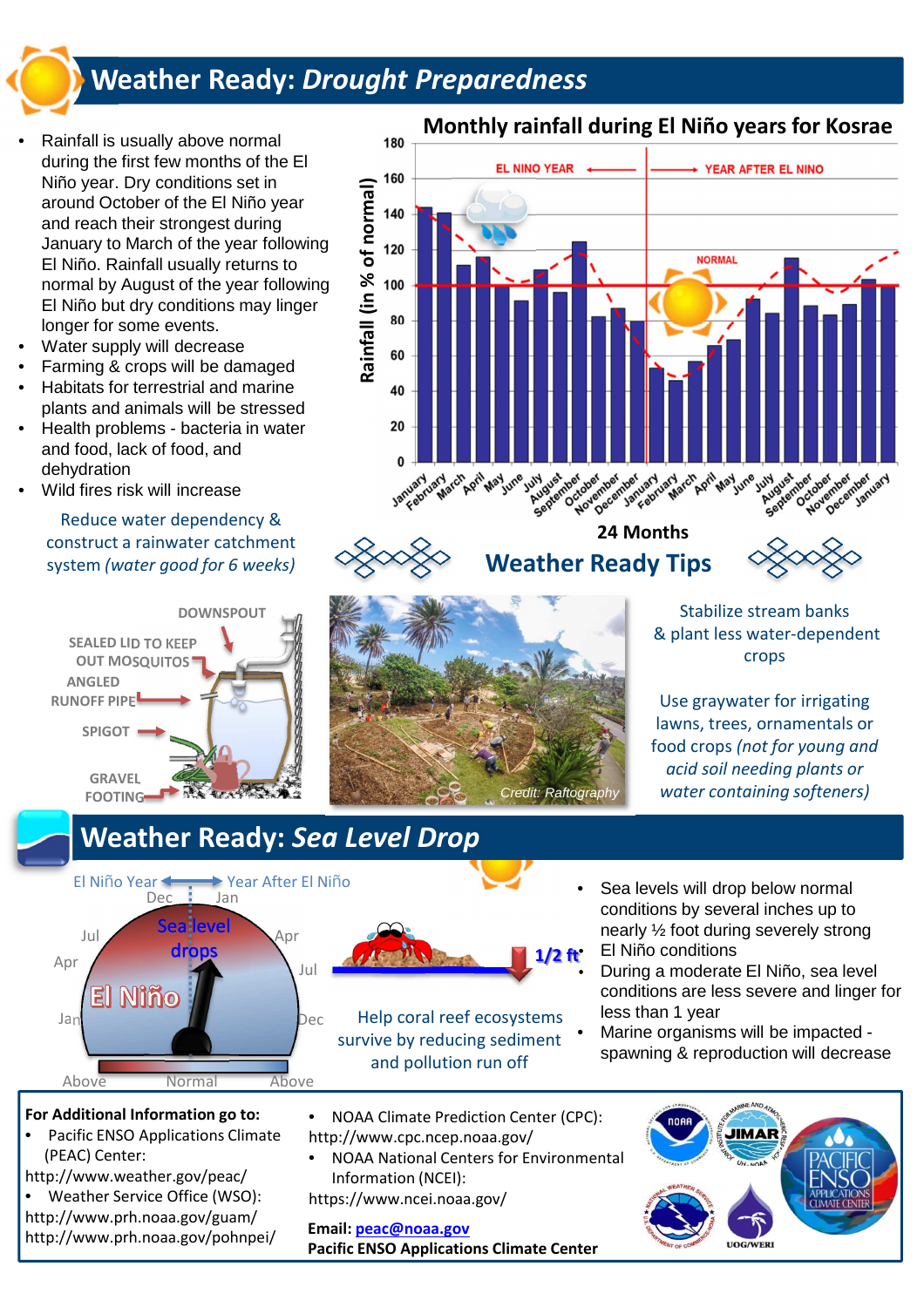# Weather Ready: *Drought Preparedness*

- Rainfall is usually above normal during the first few months of the El Niño year. Dry conditions set in around October of the El Niño year and reach their strongest during January to March of the year following El Niño. Rainfall usually returns to normal by August of the year following El Niño but dry conditions may linger longer for some events.
- Water supply will decrease
- Farming & crops will be damaged
- Habitats for terrestrial and marine plants and animals will be stressed
- Health problems - bacteria in water and food, lack of food, and dehydration
- Wild fires risk will increase

## Monthly rainfall during El Niño years for Kosrae

EL NINO YEAR ← → YEAR AFTER EL NINO

NORMAL

Rainfall (in % of normal)

180, 160, 140, 120, 100, 80, 60, 40, 20, 0

January February March April May June July August September October November December January February March April May June July August September October November December January

24 Months

Reduce water dependency & construct a rainwater catchment system *(water good for 6 weeks)*

DOWNSPOUT

SEALED LID TO KEEP OUT MOSQUITOS

ANGLED RUNOFF PIPE

SPIGOT

GRAVEL FOOTING

## Weather Ready Tips

*Credit: Raftography*

Stabilize stream banks & plant less water-dependent crops

Use graywater for irrigating lawns, trees, ornamentals or food crops *(not for young and acid soil needing plants or water containing softeners)*

# Weather Ready: *Sea Level Drop*

El Niño Year ← → Year After El Niño

Dec Jan Jul Apr Apr Jul Jan Dec

Sea level drops

El Niño

Above Normal Above

1/2 ft

Help coral reef ecosystems survive by reducing sediment and pollution run off

- Sea levels will drop below normal conditions by several inches up to nearly ½ foot during severely strong El Niño conditions
- During a moderate El Niño, sea level conditions are less severe and linger for less than 1 year
- Marine organisms will be impacted - spawning & reproduction will decrease

**For Additional Information go to:**

- Pacific ENSO Applications Climate (PEAC) Center: http://www.weather.gov/peac/
- Weather Service Office (WSO): http://www.prh.noaa.gov/guam/ http://www.prh.noaa.gov/pohnpei/
- NOAA Climate Prediction Center (CPC): http://www.cpc.ncep.noaa.gov/
- NOAA National Centers for Environmental Information (NCEI): https://www.ncei.noaa.gov/

**Email: peac@noaa.gov**

**Pacific ENSO Applications Climate Center**